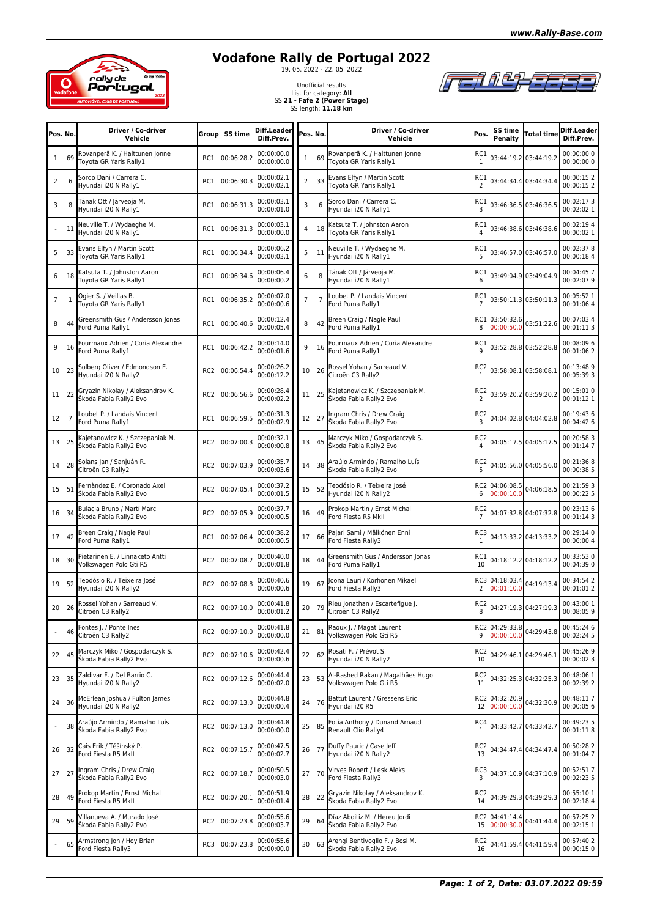# Vodafone Rally de Portugal 2022

19. 05. 2022 - 22. 05. 2022

Unofficial results
List for category: **All**
SS **21 - Fafe 2 (Power Stage)**
SS length: **11.18 km**

| Pos. | No. | Driver / Co-driver Vehicle | Group | SS time | Diff.Leader Diff.Prev. |
|---|---|---|---|---|---|
| 1 | 69 | Rovanperä K. / Halttunen Jonne Toyota GR Yaris Rally1 | RC1 | 00:06:28.2 | 00:00:00.0 00:00:00.0 |
| 2 | 6 | Sordo Dani / Carrera C. Hyundai i20 N Rally1 | RC1 | 00:06:30.3 | 00:00:02.1 00:00:02.1 |
| 3 | 8 | Tänak Ott / Järveoja M. Hyundai i20 N Rally1 | RC1 | 00:06:31.3 | 00:00:03.1 00:00:01.0 |
| - | 11 | Neuville T. / Wydaeghe M. Hyundai i20 N Rally1 | RC1 | 00:06:31.3 | 00:00:03.1 00:00:00.0 |
| 5 | 33 | Evans Elfyn / Martin Scott Toyota GR Yaris Rally1 | RC1 | 00:06:34.4 | 00:00:06.2 00:00:03.1 |
| 6 | 18 | Katsuta T. / Johnston Aaron Toyota GR Yaris Rally1 | RC1 | 00:06:34.6 | 00:00:06.4 00:00:00.2 |
| 7 | 1 | Ogier S. / Veillas B. Toyota GR Yaris Rally1 | RC1 | 00:06:35.2 | 00:00:07.0 00:00:00.6 |
| 8 | 44 | Greensmith Gus / Andersson Jonas Ford Puma Rally1 | RC1 | 00:06:40.6 | 00:00:12.4 00:00:05.4 |
| 9 | 16 | Fourmaux Adrien / Coria Alexandre Ford Puma Rally1 | RC1 | 00:06:42.2 | 00:00:14.0 00:00:01.6 |
| 10 | 23 | Solberg Oliver / Edmondson E. Hyundai i20 N Rally2 | RC2 | 00:06:54.4 | 00:00:26.2 00:00:12.2 |
| 11 | 22 | Gryazin Nikolay / Aleksandrov K. Škoda Fabia Rally2 Evo | RC2 | 00:06:56.6 | 00:00:28.4 00:00:02.2 |
| 12 | 7 | Loubet P. / Landais Vincent Ford Puma Rally1 | RC1 | 00:06:59.5 | 00:00:31.3 00:00:02.9 |
| 13 | 25 | Kajetanowicz K. / Szczepaniak M. Škoda Fabia Rally2 Evo | RC2 | 00:07:00.3 | 00:00:32.1 00:00:00.8 |
| 14 | 28 | Solans Jan / Sanjuán R. Citroën C3 Rally2 | RC2 | 00:07:03.9 | 00:00:35.7 00:00:03.6 |
| 15 | 51 | Fernàndez E. / Coronado Axel Škoda Fabia Rally2 Evo | RC2 | 00:07:05.4 | 00:00:37.2 00:00:01.5 |
| 16 | 34 | Bulacia Bruno / Martí Marc Škoda Fabia Rally2 Evo | RC2 | 00:07:05.9 | 00:00:37.7 00:00:00.5 |
| 17 | 42 | Breen Craig / Nagle Paul Ford Puma Rally1 | RC1 | 00:07:06.4 | 00:00:38.2 00:00:00.5 |
| 18 | 30 | Pietarinen E. / Linnaketo Antti Volkswagen Polo Gti R5 | RC2 | 00:07:08.2 | 00:00:40.0 00:00:01.8 |
| 19 | 52 | Teodósio R. / Teixeira José Hyundai i20 N Rally2 | RC2 | 00:07:08.8 | 00:00:40.6 00:00:00.6 |
| 20 | 26 | Rossel Yohan / Sarreaud V. Citroën C3 Rally2 | RC2 | 00:07:10.0 | 00:00:41.8 00:00:01.2 |
| - | 46 | Fontes J. / Ponte Ines Citroën C3 Rally2 | RC2 | 00:07:10.0 | 00:00:41.8 00:00:00.0 |
| 22 | 45 | Marczyk Miko / Gospodarczyk S. Škoda Fabia Rally2 Evo | RC2 | 00:07:10.6 | 00:00:42.4 00:00:00.6 |
| 23 | 35 | Zaldivar F. / Del Barrio C. Hyundai i20 N Rally2 | RC2 | 00:07:12.6 | 00:00:44.4 00:00:02.0 |
| 24 | 36 | McErlean Joshua / Fulton James Hyundai i20 N Rally2 | RC2 | 00:07:13.0 | 00:00:44.8 00:00:00.4 |
| - | 38 | Araújo Armindo / Ramalho Luís Škoda Fabia Rally2 Evo | RC2 | 00:07:13.0 | 00:00:44.8 00:00:00.0 |
| 26 | 32 | Cais Erik / Těšínský P. Ford Fiesta R5 MkII | RC2 | 00:07:15.7 | 00:00:47.5 00:00:02.7 |
| 27 | 27 | Ingram Chris / Drew Craig Škoda Fabia Rally2 Evo | RC2 | 00:07:18.7 | 00:00:50.5 00:00:03.0 |
| 28 | 49 | Prokop Martin / Ernst Michal Ford Fiesta R5 MkII | RC2 | 00:07:20.1 | 00:00:51.9 00:00:01.4 |
| 29 | 59 | Villanueva A. / Murado José Škoda Fabia Rally2 Evo | RC2 | 00:07:23.8 | 00:00:55.6 00:00:03.7 |
| - | 65 | Armstrong Jon / Hoy Brian Ford Fiesta Rally3 | RC3 | 00:07:23.8 | 00:00:55.6 00:00:00.0 |

| Pos. | No. | Driver / Co-driver Vehicle | Pos. | SS time Penalty | Total time | Diff.Leader Diff.Prev. |
|---|---|---|---|---|---|---|
| 1 | 69 | Rovanperä K. / Halttunen Jonne Toyota GR Yaris Rally1 | RC1 1 | 03:44:19.2 | 03:44:19.2 | 00:00:00.0 00:00:00.0 |
| 2 | 33 | Evans Elfyn / Martin Scott Toyota GR Yaris Rally1 | RC1 2 | 03:44:34.4 | 03:44:34.4 | 00:00:15.2 00:00:15.2 |
| 3 | 6 | Sordo Dani / Carrera C. Hyundai i20 N Rally1 | RC1 3 | 03:46:36.5 | 03:46:36.5 | 00:02:17.3 00:02:02.1 |
| 4 | 18 | Katsuta T. / Johnston Aaron Toyota GR Yaris Rally1 | RC1 4 | 03:46:38.6 | 03:46:38.6 | 00:02:19.4 00:00:02.1 |
| 5 | 11 | Neuville T. / Wydaeghe M. Hyundai i20 N Rally1 | RC1 5 | 03:46:57.0 | 03:46:57.0 | 00:02:37.8 00:00:18.4 |
| 6 | 8 | Tänak Ott / Järveoja M. Hyundai i20 N Rally1 | RC1 6 | 03:49:04.9 | 03:49:04.9 | 00:04:45.7 00:02:07.9 |
| 7 | 7 | Loubet P. / Landais Vincent Ford Puma Rally1 | RC1 7 | 03:50:11.3 | 03:50:11.3 | 00:05:52.1 00:01:06.4 |
| 8 | 42 | Breen Craig / Nagle Paul Ford Puma Rally1 | RC1 8 | 03:50:32.6 00:00:50.0 | 03:51:22.6 | 00:07:03.4 00:01:11.3 |
| 9 | 16 | Fourmaux Adrien / Coria Alexandre Ford Puma Rally1 | RC1 9 | 03:52:28.8 | 03:52:28.8 | 00:08:09.6 00:01:06.2 |
| 10 | 26 | Rossel Yohan / Sarreaud V. Citroën C3 Rally2 | RC2 1 | 03:58:08.1 | 03:58:08.1 | 00:13:48.9 00:05:39.3 |
| 11 | 25 | Kajetanowicz K. / Szczepaniak M. Škoda Fabia Rally2 Evo | RC2 2 | 03:59:20.2 | 03:59:20.2 | 00:15:01.0 00:01:12.1 |
| 12 | 27 | Ingram Chris / Drew Craig Škoda Fabia Rally2 Evo | RC2 3 | 04:04:02.8 | 04:04:02.8 | 00:19:43.6 00:04:42.6 |
| 13 | 45 | Marczyk Miko / Gospodarczyk S. Škoda Fabia Rally2 Evo | RC2 4 | 04:05:17.5 | 04:05:17.5 | 00:20:58.3 00:01:14.7 |
| 14 | 38 | Araújo Armindo / Ramalho Luís Škoda Fabia Rally2 Evo | RC2 5 | 04:05:56.0 | 04:05:56.0 | 00:21:36.8 00:00:38.5 |
| 15 | 52 | Teodósio R. / Teixeira José Hyundai i20 N Rally2 | RC2 6 | 04:06:08.5 00:00:10.0 | 04:06:18.5 | 00:21:59.3 00:00:22.5 |
| 16 | 49 | Prokop Martin / Ernst Michal Ford Fiesta R5 MkII | RC2 7 | 04:07:32.8 | 04:07:32.8 | 00:23:13.6 00:01:14.3 |
| 17 | 66 | Pajari Sami / Mälkönen Enni Ford Fiesta Rally3 | RC3 1 | 04:13:33.2 | 04:13:33.2 | 00:29:14.0 00:06:00.4 |
| 18 | 44 | Greensmith Gus / Andersson Jonas Ford Puma Rally1 | RC1 10 | 04:18:12.2 | 04:18:12.2 | 00:33:53.0 00:04:39.0 |
| 19 | 67 | Joona Lauri / Korhonen Mikael Ford Fiesta Rally3 | RC3 2 | 04:18:03.4 00:01:10.0 | 04:19:13.4 | 00:34:54.2 00:01:01.2 |
| 20 | 79 | Rieu Jonathan / Escartefigue J. Citroën C3 Rally2 | RC2 8 | 04:27:19.3 | 04:27:19.3 | 00:43:00.1 00:08:05.9 |
| 21 | 81 | Raoux J. / Magat Laurent Volkswagen Polo Gti R5 | RC2 9 | 04:29:33.8 00:00:10.0 | 04:29:43.8 | 00:45:24.6 00:02:24.5 |
| 22 | 62 | Rosati F. / Prévot S. Hyundai i20 N Rally2 | RC2 10 | 04:29:46.1 | 04:29:46.1 | 00:45:26.9 00:00:02.3 |
| 23 | 53 | Al-Rashed Rakan / Magalhães Hugo Volkswagen Polo Gti R5 | RC2 11 | 04:32:25.3 | 04:32:25.3 | 00:48:06.1 00:02:39.2 |
| 24 | 76 | Battut Laurent / Gressens Eric Hyundai i20 R5 | RC2 12 | 04:32:20.9 00:00:10.0 | 04:32:30.9 | 00:48:11.7 00:00:05.6 |
| 25 | 85 | Fotia Anthony / Dunand Arnaud Renault Clio Rally4 | RC4 1 | 04:33:42.7 | 04:33:42.7 | 00:49:23.5 00:01:11.8 |
| 26 | 77 | Duffy Pauric / Case Jeff Hyundai i20 N Rally2 | RC2 13 | 04:34:47.4 | 04:34:47.4 | 00:50:28.2 00:01:04.7 |
| 27 | 70 | Virves Robert / Lesk Aleks Ford Fiesta Rally3 | RC3 3 | 04:37:10.9 | 04:37:10.9 | 00:52:51.7 00:02:23.5 |
| 28 | 22 | Gryazin Nikolay / Aleksandrov K. Škoda Fabia Rally2 Evo | RC2 14 | 04:39:29.3 | 04:39:29.3 | 00:55:10.1 00:02:18.4 |
| 29 | 64 | Díaz Aboitiz M. / Hereu Jordi Škoda Fabia Rally2 Evo | RC2 15 | 04:41:14.4 00:00:30.0 | 04:41:44.4 | 00:57:25.2 00:02:15.1 |
| 30 | 63 | Arengi Bentivoglio F. / Bosi M. Škoda Fabia Rally2 Evo | RC2 16 | 04:41:59.4 | 04:41:59.4 | 00:57:40.2 00:00:15.0 |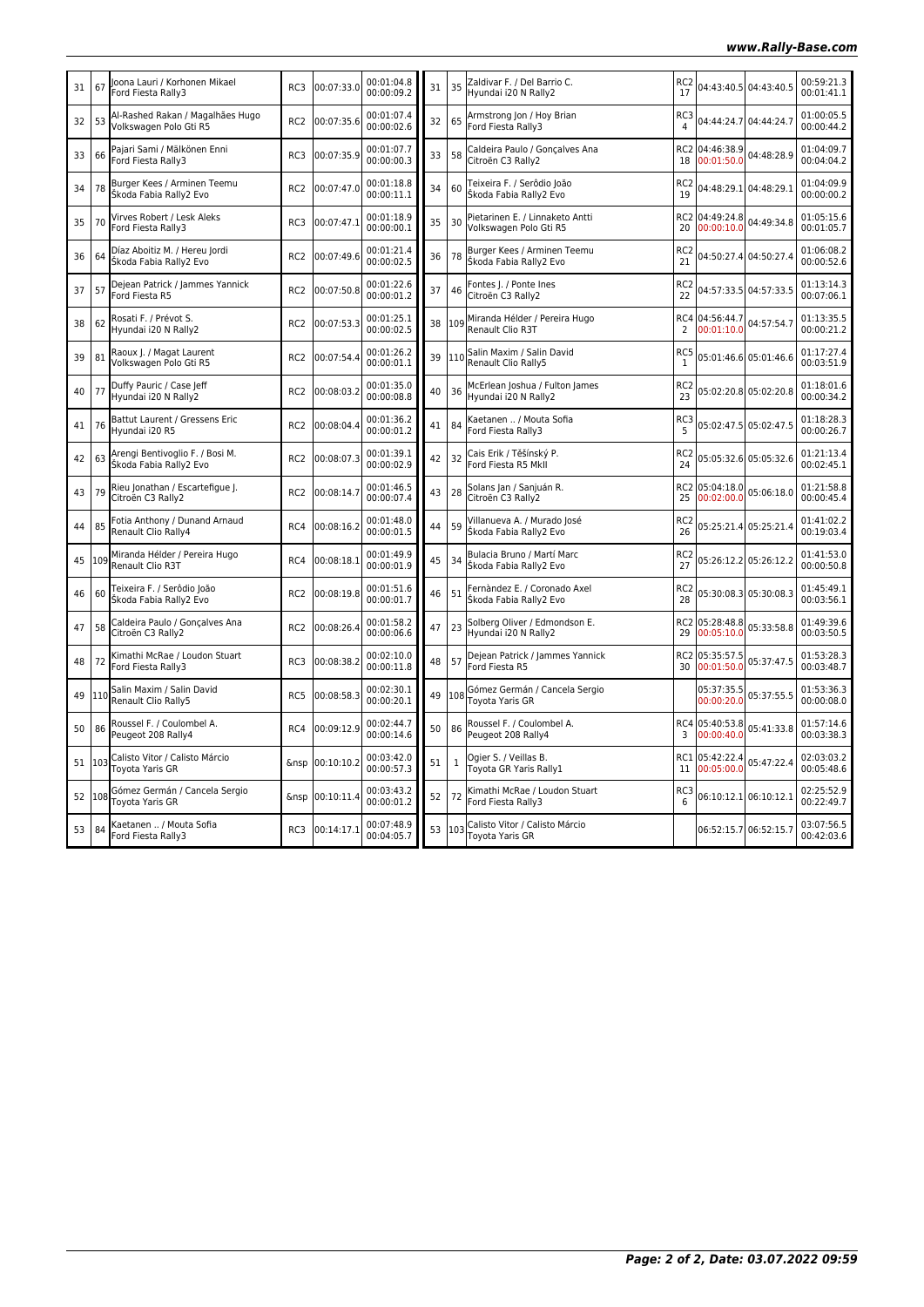| | | | | | | | | | | | | | |
|---|---|---|---|---|---|---|---|---|---|---|---|---|---|
| 31 | 67 | Joona Lauri / Korhonen Mikael<br>Ford Fiesta Rally3 | RC3 | 00:07:33.0 | 00:01:04.8<br>00:00:09.2 | 31 | 35 | Zaldivar F. / Del Barrio C.<br>Hyundai i20 N Rally2 | RC2<br>17 | 04:43:40.5 | | 04:43:40.5 | 00:59:21.3<br>00:01:41.1 |
| 32 | 53 | Al-Rashed Rakan / Magalhães Hugo<br>Volkswagen Polo Gti R5 | RC2 | 00:07:35.6 | 00:01:07.4<br>00:00:02.6 | 32 | 65 | Armstrong Jon / Hoy Brian<br>Ford Fiesta Rally3 | RC3<br>4 | 04:44:24.7 | | 04:44:24.7 | 01:00:05.5<br>00:00:44.2 |
| 33 | 66 | Pajari Sami / Mälkönen Enni<br>Ford Fiesta Rally3 | RC3 | 00:07:35.9 | 00:01:07.7<br>00:00:00.3 | 33 | 58 | Caldeira Paulo / Gonçalves Ana<br>Citroën C3 Rally2 | RC2<br>18 | 04:46:38.9 | 00:01:50.0 | 04:48:28.9 | 01:04:09.7<br>00:04:04.2 |
| 34 | 78 | Burger Kees / Arminen Teemu<br>Škoda Fabia Rally2 Evo | RC2 | 00:07:47.0 | 00:01:18.8<br>00:00:11.1 | 34 | 60 | Teixeira F. / Serôdio João<br>Škoda Fabia Rally2 Evo | RC2<br>19 | 04:48:29.1 | | 04:48:29.1 | 01:04:09.9<br>00:00:00.2 |
| 35 | 70 | Virves Robert / Lesk Aleks<br>Ford Fiesta Rally3 | RC3 | 00:07:47.1 | 00:01:18.9<br>00:00:00.1 | 35 | 30 | Pietarinen E. / Linnaketo Antti<br>Volkswagen Polo Gti R5 | RC2<br>20 | 04:49:24.8 | 00:00:10.0 | 04:49:34.8 | 01:05:15.6<br>00:01:05.7 |
| 36 | 64 | Díaz Aboitiz M. / Hereu Jordi<br>Škoda Fabia Rally2 Evo | RC2 | 00:07:49.6 | 00:01:21.4<br>00:00:02.5 | 36 | 78 | Burger Kees / Arminen Teemu<br>Škoda Fabia Rally2 Evo | RC2<br>21 | 04:50:27.4 | | 04:50:27.4 | 01:06:08.2<br>00:00:52.6 |
| 37 | 57 | Dejean Patrick / Jammes Yannick<br>Ford Fiesta R5 | RC2 | 00:07:50.8 | 00:01:22.6<br>00:00:01.2 | 37 | 46 | Fontes J. / Ponte Ines<br>Citroën C3 Rally2 | RC2<br>22 | 04:57:33.5 | | 04:57:33.5 | 01:13:14.3<br>00:07:06.1 |
| 38 | 62 | Rosati F. / Prévot S.<br>Hyundai i20 N Rally2 | RC2 | 00:07:53.3 | 00:01:25.1<br>00:00:02.5 | 38 | 109 | Miranda Hélder / Pereira Hugo<br>Renault Clio R3T | RC4<br>2 | 04:56:44.7 | 00:01:10.0 | 04:57:54.7 | 01:13:35.5<br>00:00:21.2 |
| 39 | 81 | Raoux J. / Magat Laurent<br>Volkswagen Polo Gti R5 | RC2 | 00:07:54.4 | 00:01:26.2<br>00:00:01.1 | 39 | 110 | Salin Maxim / Salin David<br>Renault Clio Rally5 | RC5<br>1 | 05:01:46.6 | | 05:01:46.6 | 01:17:27.4<br>00:03:51.9 |
| 40 | 77 | Duffy Pauric / Case Jeff<br>Hyundai i20 N Rally2 | RC2 | 00:08:03.2 | 00:01:35.0<br>00:00:08.8 | 40 | 36 | McErlean Joshua / Fulton James<br>Hyundai i20 N Rally2 | RC2<br>23 | 05:02:20.8 | | 05:02:20.8 | 01:18:01.6<br>00:00:34.2 |
| 41 | 76 | Battut Laurent / Gressens Eric<br>Hyundai i20 R5 | RC2 | 00:08:04.4 | 00:01:36.2<br>00:00:01.2 | 41 | 84 | Kaetanen .. / Mouta Sofia<br>Ford Fiesta Rally3 | RC3<br>5 | 05:02:47.5 | | 05:02:47.5 | 01:18:28.3<br>00:00:26.7 |
| 42 | 63 | Arengi Bentivoglio F. / Bosi M.<br>Škoda Fabia Rally2 Evo | RC2 | 00:08:07.3 | 00:01:39.1<br>00:00:02.9 | 42 | 32 | Cais Erik / Těšínský P.<br>Ford Fiesta R5 MkII | RC2<br>24 | 05:05:32.6 | | 05:05:32.6 | 01:21:13.4<br>00:02:45.1 |
| 43 | 79 | Rieu Jonathan / Escartefigue J.<br>Citroën C3 Rally2 | RC2 | 00:08:14.7 | 00:01:46.5<br>00:00:07.4 | 43 | 28 | Solans Jan / Sanjuán R.<br>Citroën C3 Rally2 | RC2<br>25 | 05:04:18.0 | 00:02:00.0 | 05:06:18.0 | 01:21:58.8<br>00:00:45.4 |
| 44 | 85 | Fotia Anthony / Dunand Arnaud<br>Renault Clio Rally4 | RC4 | 00:08:16.2 | 00:01:48.0<br>00:00:01.5 | 44 | 59 | Villanueva A. / Murado José<br>Škoda Fabia Rally2 Evo | RC2<br>26 | 05:25:21.4 | | 05:25:21.4 | 01:41:02.2<br>00:19:03.4 |
| 45 | 109 | Miranda Hélder / Pereira Hugo<br>Renault Clio R3T | RC4 | 00:08:18.1 | 00:01:49.9<br>00:00:01.9 | 45 | 34 | Bulacia Bruno / Martí Marc<br>Škoda Fabia Rally2 Evo | RC2<br>27 | 05:26:12.2 | | 05:26:12.2 | 01:41:53.0<br>00:00:50.8 |
| 46 | 60 | Teixeira F. / Serôdio João<br>Škoda Fabia Rally2 Evo | RC2 | 00:08:19.8 | 00:01:51.6<br>00:00:01.7 | 46 | 51 | Fernàndez E. / Coronado Axel<br>Škoda Fabia Rally2 Evo | RC2<br>28 | 05:30:08.3 | | 05:30:08.3 | 01:45:49.1<br>00:03:56.1 |
| 47 | 58 | Caldeira Paulo / Gonçalves Ana<br>Citroën C3 Rally2 | RC2 | 00:08:26.4 | 00:01:58.2<br>00:00:06.6 | 47 | 23 | Solberg Oliver / Edmondson E.<br>Hyundai i20 N Rally2 | RC2<br>29 | 05:28:48.8 | 00:05:10.0 | 05:33:58.8 | 01:49:39.6<br>00:03:50.5 |
| 48 | 72 | Kimathi McRae / Loudon Stuart<br>Ford Fiesta Rally3 | RC3 | 00:08:38.2 | 00:02:10.0<br>00:00:11.8 | 48 | 57 | Dejean Patrick / Jammes Yannick<br>Ford Fiesta R5 | RC2<br>30 | 05:35:57.5 | 00:01:50.0 | 05:37:47.5 | 01:53:28.3<br>00:03:48.7 |
| 49 | 110 | Salin Maxim / Salin David<br>Renault Clio Rally5 | RC5 | 00:08:58.3 | 00:02:30.1<br>00:00:20.1 | 49 | 108 | Gómez Germán / Cancela Sergio<br>Toyota Yaris GR | | 05:37:35.5 | 00:00:20.0 | 05:37:55.5 | 01:53:36.3<br>00:00:08.0 |
| 50 | 86 | Roussel F. / Coulombel A.<br>Peugeot 208 Rally4 | RC4 | 00:09:12.9 | 00:02:44.7<br>00:00:14.6 | 50 | 86 | Roussel F. / Coulombel A.<br>Peugeot 208 Rally4 | RC4<br>3 | 05:40:53.8 | 00:00:40.0 | 05:41:33.8 | 01:57:14.6<br>00:03:38.3 |
| 51 | 103 | Calisto Vitor / Calisto Márcio<br>Toyota Yaris GR | &nsp | 00:10:10.2 | 00:03:42.0<br>00:00:57.3 | 51 | 1 | Ogier S. / Veillas B.<br>Toyota GR Yaris Rally1 | RC1<br>11 | 05:42:22.4 | 00:05:00.0 | 05:47:22.4 | 02:03:03.2<br>00:05:48.6 |
| 52 | 108 | Gómez Germán / Cancela Sergio<br>Toyota Yaris GR | &nsp | 00:10:11.4 | 00:03:43.2<br>00:00:01.2 | 52 | 72 | Kimathi McRae / Loudon Stuart<br>Ford Fiesta Rally3 | RC3<br>6 | 06:10:12.1 | | 06:10:12.1 | 02:25:52.9<br>00:22:49.7 |
| 53 | 84 | Kaetanen .. / Mouta Sofia<br>Ford Fiesta Rally3 | RC3 | 00:14:17.1 | 00:07:48.9<br>00:04:05.7 | 53 | 103 | Calisto Vitor / Calisto Márcio<br>Toyota Yaris GR | | 06:52:15.7 | | 06:52:15.7 | 03:07:56.5<br>00:42:03.6 |